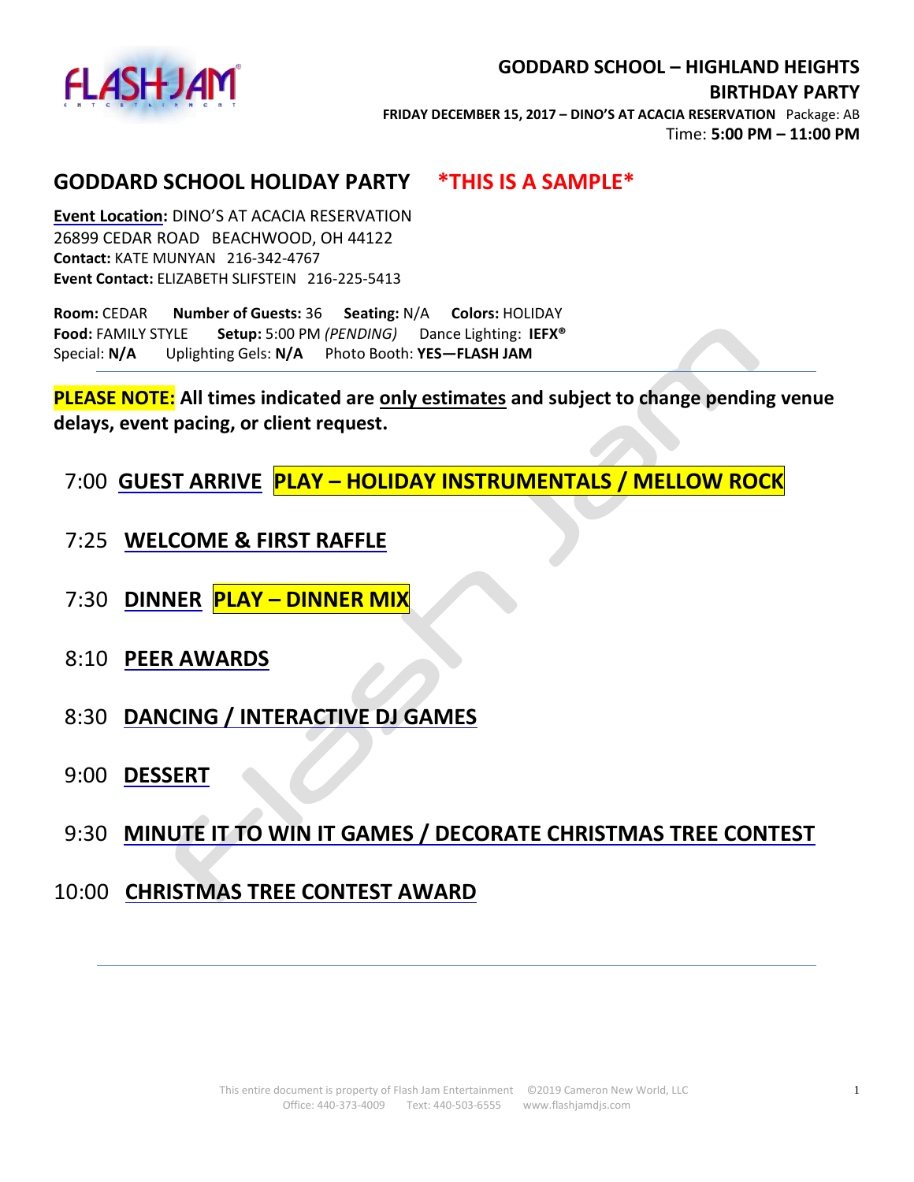**GODDARD SCHOOL – HIGHLAND HEIGHTS**
**BIRTHDAY PARTY**
**FRIDAY DECEMBER 15, 2017 – DINO'S AT ACACIA RESERVATION** Package: AB
Time: **5:00 PM – 11:00 PM**

## GODDARD SCHOOL HOLIDAY PARTY *THIS IS A SAMPLE*

**Event Location:** DINO'S AT ACACIA RESERVATION
26899 CEDAR ROAD BEACHWOOD, OH 44122
**Contact:** KATE MUNYAN 216-342-4767
**Event Contact:** ELIZABETH SLIFSTEIN 216-225-5413

**Room:** CEDAR **Number of Guests:** 36 **Seating:** N/A **Colors:** HOLIDAY
**Food:** FAMILY STYLE **Setup:** 5:00 PM *(PENDING)* Dance Lighting: **IEFX®**
Special: **N/A** Uplighting Gels: **N/A** Photo Booth: **YES—FLASH JAM**

---

**PLEASE NOTE: All times indicated are only estimates and subject to change pending venue delays, event pacing, or client request.**

7:00 **GUEST ARRIVE** **PLAY – HOLIDAY INSTRUMENTALS / MELLOW ROCK**

7:25 **WELCOME & FIRST RAFFLE**

7:30 **DINNER** **PLAY – DINNER MIX**

8:10 **PEER AWARDS**

8:30 **DANCING / INTERACTIVE DJ GAMES**

9:00 **DESSERT**

9:30 **MINUTE IT TO WIN IT GAMES / DECORATE CHRISTMAS TREE CONTEST**

10:00 **CHRISTMAS TREE CONTEST AWARD**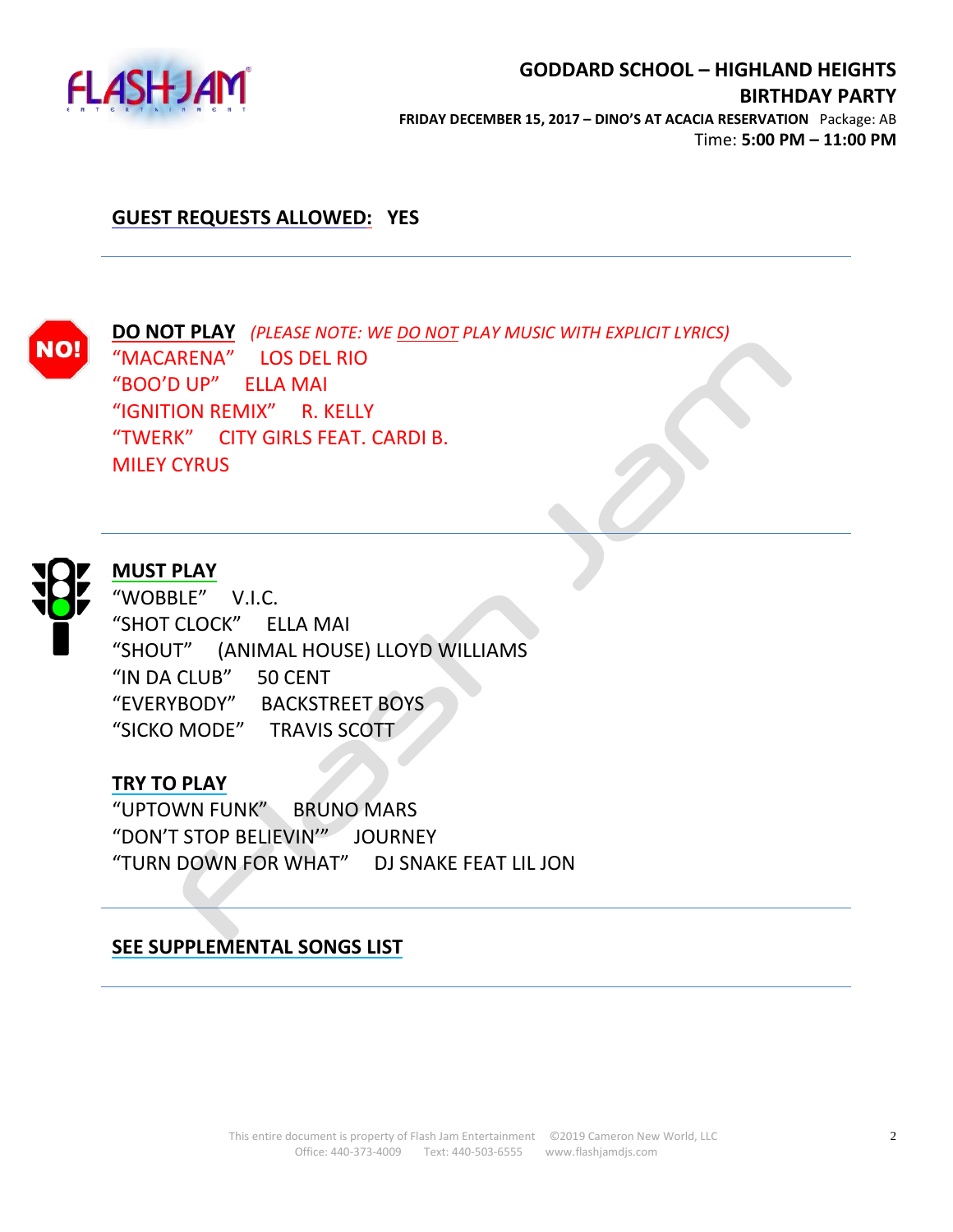**GODDARD SCHOOL – HIGHLAND HEIGHTS**
**BIRTHDAY PARTY**
**FRIDAY DECEMBER 15, 2017 – DINO'S AT ACACIA RESERVATION** Package: AB
Time: **5:00 PM – 11:00 PM**

## GUEST REQUESTS ALLOWED: YES

---

## DO NOT PLAY *(PLEASE NOTE: WE DO NOT PLAY MUSIC WITH EXPLICIT LYRICS)*

"MACARENA" LOS DEL RIO
"BOO'D UP" ELLA MAI
"IGNITION REMIX" R. KELLY
"TWERK" CITY GIRLS FEAT. CARDI B.
MILEY CYRUS

---

## MUST PLAY

"WOBBLE" V.I.C.
"SHOT CLOCK" ELLA MAI
"SHOUT" (ANIMAL HOUSE) LLOYD WILLIAMS
"IN DA CLUB" 50 CENT
"EVERYBODY" BACKSTREET BOYS
"SICKO MODE" TRAVIS SCOTT

## TRY TO PLAY

"UPTOWN FUNK" BRUNO MARS
"DON'T STOP BELIEVIN'" JOURNEY
"TURN DOWN FOR WHAT" DJ SNAKE FEAT LIL JON

---

## SEE SUPPLEMENTAL SONGS LIST

---

This entire document is property of Flash Jam Entertainment ©2019 Cameron New World, LLC
Office: 440-373-4009 Text: 440-503-6555 www.flashjamdjs.com